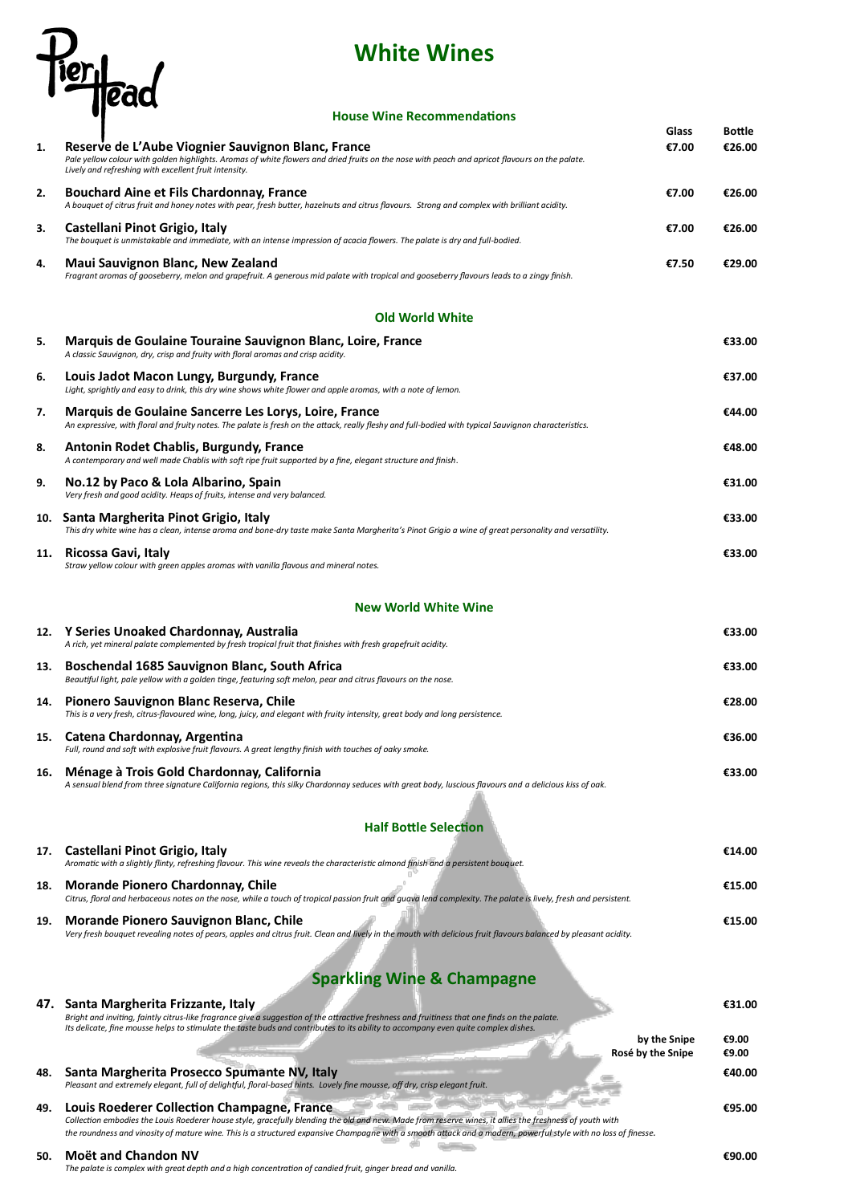Pier Head

# White Wines

## House Wine Recommendations

| | | Glass | Bottle |
|---|---|---|---|
| 1. | **Reserve de L'Aube Viognier Sauvignon Blanc, France**<br>*Pale yellow colour with golden highlights. Aromas of white flowers and dried fruits on the nose with peach and apricot flavours on the palate. Lively and refreshing with excellent fruit intensity.* | €7.00 | €26.00 |
| 2. | **Bouchard Aine et Fils Chardonnay, France**<br>*A bouquet of citrus fruit and honey notes with pear, fresh butter, hazelnuts and citrus flavours. Strong and complex with brilliant acidity.* | €7.00 | €26.00 |
| 3. | **Castellani Pinot Grigio, Italy**<br>*The bouquet is unmistakable and immediate, with an intense impression of acacia flowers. The palate is dry and full-bodied.* | €7.00 | €26.00 |
| 4. | **Maui Sauvignon Blanc, New Zealand**<br>*Fragrant aromas of gooseberry, melon and grapefruit. A generous mid palate with tropical and gooseberry flavours leads to a zingy finish.* | €7.50 | €29.00 |

## Old World White

| | | |
|---|---|---|
| 5. | **Marquis de Goulaine Touraine Sauvignon Blanc, Loire, France**<br>*A classic Sauvignon, dry, crisp and fruity with floral aromas and crisp acidity.* | €33.00 |
| 6. | **Louis Jadot Macon Lungy, Burgundy, France**<br>*Light, sprightly and easy to drink, this dry wine shows white flower and apple aromas, with a note of lemon.* | €37.00 |
| 7. | **Marquis de Goulaine Sancerre Les Lorys, Loire, France**<br>*An expressive, with floral and fruity notes. The palate is fresh on the attack, really fleshy and full-bodied with typical Sauvignon characteristics.* | €44.00 |
| 8. | **Antonin Rodet Chablis, Burgundy, France**<br>*A contemporary and well made Chablis with soft ripe fruit supported by a fine, elegant structure and finish.* | €48.00 |
| 9. | **No.12 by Paco & Lola Albarino, Spain**<br>*Very fresh and good acidity. Heaps of fruits, intense and very balanced.* | €31.00 |
| 10. | **Santa Margherita Pinot Grigio, Italy**<br>*This dry white wine has a clean, intense aroma and bone-dry taste make Santa Margherita's Pinot Grigio a wine of great personality and versatility.* | €33.00 |
| 11. | **Ricossa Gavi, Italy**<br>*Straw yellow colour with green apples aromas with vanilla flavous and mineral notes.* | €33.00 |

## New World White Wine

| | | |
|---|---|---|
| 12. | **Y Series Unoaked Chardonnay, Australia**<br>*A rich, yet mineral palate complemented by fresh tropical fruit that finishes with fresh grapefruit acidity.* | €33.00 |
| 13. | **Boschendal 1685 Sauvignon Blanc, South Africa**<br>*Beautiful light, pale yellow with a golden tinge, featuring soft melon, pear and citrus flavours on the nose.* | €33.00 |
| 14. | **Pionero Sauvignon Blanc Reserva, Chile**<br>*This is a very fresh, citrus-flavoured wine, long, juicy, and elegant with fruity intensity, great body and long persistence.* | €28.00 |
| 15. | **Catena Chardonnay, Argentina**<br>*Full, round and soft with explosive fruit flavours. A great lengthy finish with touches of oaky smoke.* | €36.00 |
| 16. | **Ménage à Trois Gold Chardonnay, California**<br>*A sensual blend from three signature California regions, this silky Chardonnay seduces with great body, luscious flavours and a delicious kiss of oak.* | €33.00 |

## Half Bottle Selection

| | | |
|---|---|---|
| 17. | **Castellani Pinot Grigio, Italy**<br>*Aromatic with a slightly flinty, refreshing flavour. This wine reveals the characteristic almond finish and a persistent bouquet.* | €14.00 |
| 18. | **Morande Pionero Chardonnay, Chile**<br>*Citrus, floral and herbaceous notes on the nose, while a touch of tropical passion fruit and guava lend complexity. The palate is lively, fresh and persistent.* | €15.00 |
| 19. | **Morande Pionero Sauvignon Blanc, Chile**<br>*Very fresh bouquet revealing notes of pears, apples and citrus fruit. Clean and lively in the mouth with delicious fruit flavours balanced by pleasant acidity.* | €15.00 |

# Sparkling Wine & Champagne

| | | |
|---|---|---|
| 47. | **Santa Margherita Frizzante, Italy**<br>*Bright and inviting, faintly citrus-like fragrance give a suggestion of the attractive freshness and fruitiness that one finds on the palate. Its delicate, fine mousse helps to stimulate the taste buds and contributes to its ability to accompany even quite complex dishes.* | €31.00 |
| | by the Snipe | €9.00 |
| | Rosé by the Snipe | €9.00 |
| 48. | **Santa Margherita Prosecco Spumante NV, Italy**<br>*Pleasant and extremely elegant, full of delightful, floral-based hints. Lovely fine mousse, off dry, crisp elegant fruit.* | €40.00 |
| 49. | **Louis Roederer Collection Champagne, France**<br>*Collection embodies the Louis Roederer house style, gracefully blending the old and new. Made from reserve wines, it allies the freshness of youth with the roundness and vinosity of mature wine. This is a structured expansive Champagne with a smooth attack and a modern, powerful style with no loss of finesse.* | €95.00 |
| 50. | **Moët and Chandon NV**<br>*The palate is complex with great depth and a high concentration of candied fruit, ginger bread and vanilla.* | €90.00 |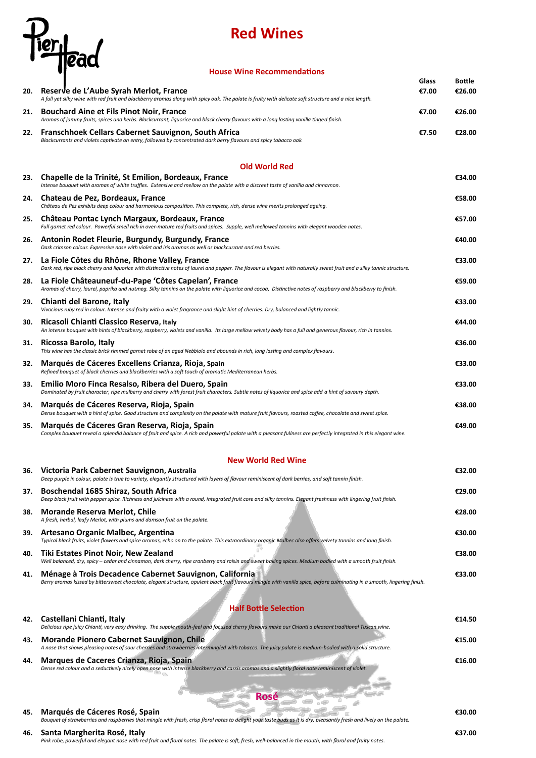# Red Wines

## House Wine Recommendations

| | | Glass | Bottle |
|---|---|---|---|
| 20. | **Reserve de L'Aube Syrah Merlot, France**<br>*A full yet silky wine with red fruit and blackberry aromas along with spicy oak. The palate is fruity with delicate soft structure and a nice length.* | €7.00 | €26.00 |
| 21. | **Bouchard Aine et Fils Pinot Noir, France**<br>*Aromas of jammy fruits, spices and herbs. Blackcurrant, liquorice and black cherry flavours with a long lasting vanilla tinged finish.* | €7.00 | €26.00 |
| 22. | **Franschhoek Cellars Cabernet Sauvignon, South Africa**<br>*Blackcurrants and violets captivate on entry, followed by concentrated dark berry flavours and spicy tobacco oak.* | €7.50 | €28.00 |

## Old World Red

| | | |
|---|---|---|
| 23. | **Chapelle de la Trinité, St Emilion, Bordeaux, France**<br>*Intense bouquet with aromas of white truffles. Extensive and mellow on the palate with a discreet taste of vanilla and cinnamon.* | €34.00 |
| 24. | **Chateau de Pez, Bordeaux, France**<br>*Château de Pez exhibits deep colour and harmonious composition. This complete, rich, dense wine merits prolonged ageing.* | €58.00 |
| 25. | **Château Pontac Lynch Margaux, Bordeaux, France**<br>*Full garnet red colour. Powerful smell rich in over-mature red fruits and spices. Supple, well mellowed tannins with elegant wooden notes.* | €57.00 |
| 26. | **Antonin Rodet Fleurie, Burgundy, Burgundy, France**<br>*Dark crimson colour. Expressive nose with violet and iris aromas as well as blackcurrant and red berries.* | €40.00 |
| 27. | **La Fiole Côtes du Rhône, Rhone Valley, France**<br>*Dark red, ripe black cherry and liquorice with distinctive notes of laurel and pepper. The flavour is elegant with naturally sweet fruit and a silky tannic structure.* | €33.00 |
| 28. | **La Fiole Châteauneuf-du-Pape 'Côtes Capelan', France**<br>*Aromas of cherry, laurel, paprika and nutmeg. Silky tannins on the palate with liquorice and cocoa, Distinctive notes of raspberry and blackberry to finish.* | €59.00 |
| 29. | **Chianti del Barone, Italy**<br>*Vivacious ruby red in colour. Intense and fruity with a violet fragrance and slight hint of cherries. Dry, balanced and lightly tannic.* | €33.00 |
| 30. | **Ricasoli Chianti Classico Reserva, Italy**<br>*An intense bouquet with hints of blackberry, raspberry, violets and vanilla. Its large mellow velvety body has a full and generous flavour, rich in tannins.* | €44.00 |
| 31. | **Ricossa Barolo, Italy**<br>*This wine has the classic brick rimmed garnet robe of an aged Nebbiolo and abounds in rich, long lasting and complex flavours.* | €36.00 |
| 32. | **Marqués de Cáceres Excellens Crianza, Rioja, Spain**<br>*Refined bouquet of black cherries and blackberries with a soft touch of aromatic Mediterranean herbs.* | €33.00 |
| 33. | **Emilio Moro Finca Resalso, Ribera del Duero, Spain**<br>*Dominated by fruit character, ripe mulberry and cherry with forest fruit characters. Subtle notes of liquorice and spice add a hint of savoury depth.* | €33.00 |
| 34. | **Marqués de Cáceres Reserva, Rioja, Spain**<br>*Dense bouquet with a hint of spice. Good structure and complexity on the palate with mature fruit flavours, roasted coffee, chocolate and sweet spice.* | €38.00 |
| 35. | **Marqués de Cáceres Gran Reserva, Rioja, Spain**<br>*Complex bouquet reveal a splendid balance of fruit and spice. A rich and powerful palate with a pleasant fullness are perfectly integrated in this elegant wine.* | €49.00 |

## New World Red Wine

| | | |
|---|---|---|
| 36. | **Victoria Park Cabernet Sauvignon, Australia**<br>*Deep purple in colour, palate is true to variety, elegantly structured with layers of flavour reminiscent of dark berries, and soft tannin finish.* | €32.00 |
| 37. | **Boschendal 1685 Shiraz, South Africa**<br>*Deep black fruit with pepper spice. Richness and juiciness with a round, integrated fruit core and silky tannins. Elegant freshness with lingering fruit finish.* | €29.00 |
| 38. | **Morande Reserva Merlot, Chile**<br>*A fresh, herbal, leafy Merlot, with plums and damson fruit on the palate.* | €28.00 |
| 39. | **Artesano Organic Malbec, Argentina**<br>*Typical black fruits, violet flowers and spice aromas, echo on to the palate. This extraordinary organic Malbec also offers velvety tannins and long finish.* | €30.00 |
| 40. | **Tiki Estates Pinot Noir, New Zealand**<br>*Well balanced, dry, spicy – cedar and cinnamon, dark cherry, ripe cranberry and raisin and sweet baking spices. Medium bodied with a smooth fruit finish.* | €38.00 |
| 41. | **Ménage à Trois Decadence Cabernet Sauvignon, California**<br>*Berry aromas kissed by bittersweet chocolate, elegant structure, opulent black fruit flavours mingle with vanilla spice, before culminating in a smooth, lingering finish.* | €33.00 |

## Half Bottle Selection

| | | |
|---|---|---|
| 42. | **Castellani Chianti, Italy**<br>*Delicious ripe juicy Chianti, very easy drinking. The supple mouth-feel and focused cherry flavours make our Chianti a pleasant traditional Tuscan wine.* | €14.50 |
| 43. | **Morande Pionero Cabernet Sauvignon, Chile**<br>*A nose that shows pleasing notes of sour cherries and strawberries intermingled with tobacco. The juicy palate is medium-bodied with a solid structure.* | €15.00 |
| 44. | **Marques de Caceres Crianza, Rioja, Spain**<br>*Dense red colour and a seductively nicely open nose with intense blackberry and cassis aromas and a slightly floral note reminiscent of violet.* | €16.00 |

## Rosé

| | | |
|---|---|---|
| 45. | **Marqués de Cáceres Rosé, Spain**<br>*Bouquet of strawberries and raspberries that mingle with fresh, crisp floral notes to delight your taste buds as it is dry, pleasantly fresh and lively on the palate.* | €30.00 |
| 46. | **Santa Margherita Rosé, Italy**<br>*Pink robe, powerful and elegant nose with red fruit and floral notes. The palate is soft, fresh, well-balanced in the mouth, with floral and fruity notes.* | €37.00 |